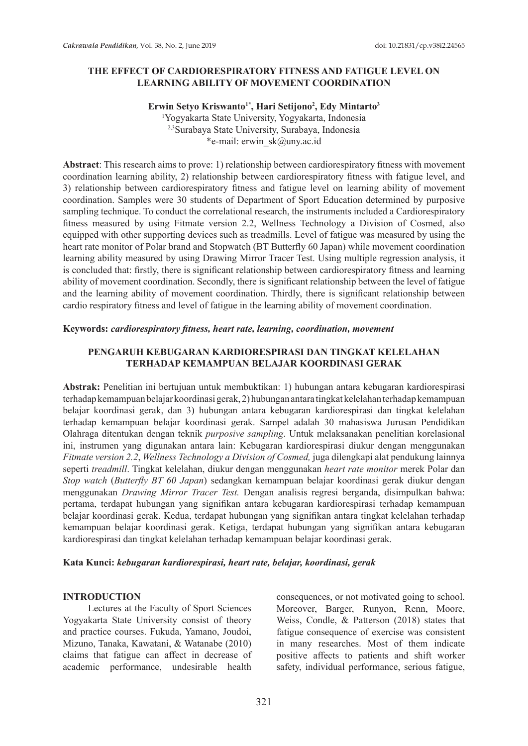# THE EFFECT OF CARDIORESPIRATORY FITNESS AND FATIGUE LEVEL ON LEARNING ABILITY OF MOVEMENT COORDINATION

**Erwin Setyo Kriswanto[1*], Hari Setijono[2], Edy Mintarto[3]**

[1]Yogyakarta State University, Yogyakarta, Indonesia
[2,3]Surabaya State University, Surabaya, Indonesia
*e-mail: erwin_sk@uny.ac.id

**Abstract**: This research aims to prove: 1) relationship between cardiorespiratory fitness with movement coordination learning ability, 2) relationship between cardiorespiratory fitness with fatigue level, and 3) relationship between cardiorespiratory fitness and fatigue level on learning ability of movement coordination. Samples were 30 students of Department of Sport Education determined by purposive sampling technique. To conduct the correlational research, the instruments included a Cardiorespiratory fitness measured by using Fitmate version 2.2, Wellness Technology a Division of Cosmed, also equipped with other supporting devices such as treadmills. Level of fatigue was measured by using the heart rate monitor of Polar brand and Stopwatch (BT Butterfly 60 Japan) while movement coordination learning ability measured by using Drawing Mirror Tracer Test. Using multiple regression analysis, it is concluded that: firstly, there is significant relationship between cardiorespiratory fitness and learning ability of movement coordination. Secondly, there is significant relationship between the level of fatigue and the learning ability of movement coordination. Thirdly, there is significant relationship between cardio respiratory fitness and level of fatigue in the learning ability of movement coordination.

**Keywords:** *cardiorespiratory fitness, heart rate, learning, coordination, movement*

# PENGARUH KEBUGARAN KARDIORESPIRASI DAN TINGKAT KELELAHAN TERHADAP KEMAMPUAN BELAJAR KOORDINASI GERAK

**Abstrak:** Penelitian ini bertujuan untuk membuktikan: 1) hubungan antara kebugaran kardiorespirasi terhadap kemampuan belajar koordinasi gerak, 2) hubungan antara tingkat kelelahan terhadap kemampuan belajar koordinasi gerak, dan 3) hubungan antara kebugaran kardiorespirasi dan tingkat kelelahan terhadap kemampuan belajar koordinasi gerak. Sampel adalah 30 mahasiswa Jurusan Pendidikan Olahraga ditentukan dengan teknik *purposive sampling*. Untuk melaksanakan penelitian korelasional ini, instrumen yang digunakan antara lain: Kebugaran kardiorespirasi diukur dengan menggunakan *Fitmate version 2.2*, *Wellness Technology a Division of Cosmed,* juga dilengkapi alat pendukung lainnya seperti *treadmill*. Tingkat kelelahan, diukur dengan menggunakan *heart rate monitor* merek Polar dan *Stop watch* (*Butterfly BT 60 Japan*) sedangkan kemampuan belajar koordinasi gerak diukur dengan menggunakan *Drawing Mirror Tracer Test.* Dengan analisis regresi berganda, disimpulkan bahwa: pertama, terdapat hubungan yang signifikan antara kebugaran kardiorespirasi terhadap kemampuan belajar koordinasi gerak. Kedua, terdapat hubungan yang signifikan antara tingkat kelelahan terhadap kemampuan belajar koordinasi gerak. Ketiga, terdapat hubungan yang signifikan antara kebugaran kardiorespirasi dan tingkat kelelahan terhadap kemampuan belajar koordinasi gerak.

**Kata Kunci:** *kebugaran kardiorespirasi, heart rate, belajar, koordinasi, gerak*

## INTRODUCTION

Lectures at the Faculty of Sport Sciences Yogyakarta State University consist of theory and practice courses. Fukuda, Yamano, Joudoi, Mizuno, Tanaka, Kawatani, & Watanabe (2010) claims that fatigue can affect in decrease of academic performance, undesirable health consequences, or not motivated going to school. Moreover, Barger, Runyon, Renn, Moore, Weiss, Condle, & Patterson (2018) states that fatigue consequence of exercise was consistent in many researches. Most of them indicate positive affects to patients and shift worker safety, individual performance, serious fatigue,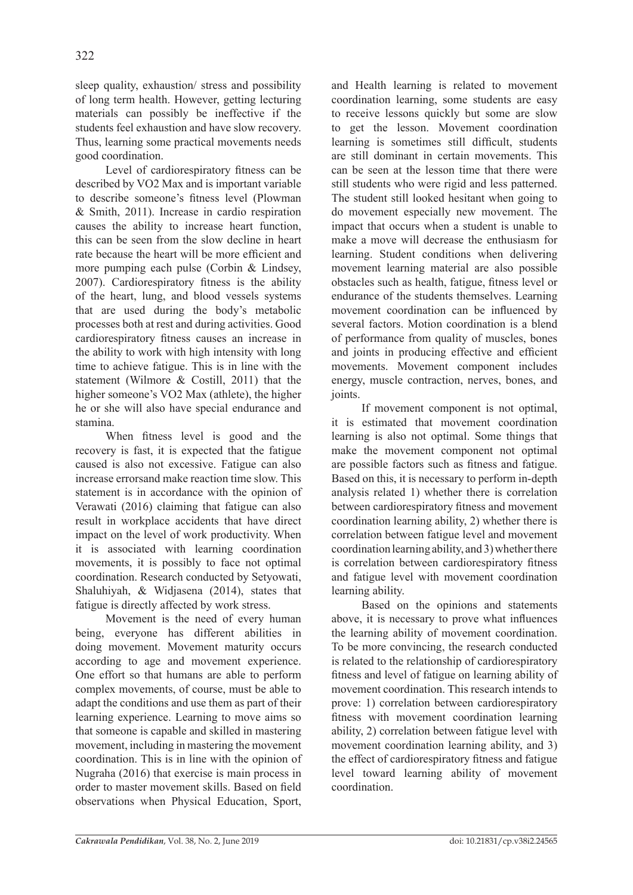sleep quality, exhaustion/ stress and possibility of long term health. However, getting lecturing materials can possibly be ineffective if the students feel exhaustion and have slow recovery. Thus, learning some practical movements needs good coordination.

Level of cardiorespiratory fitness can be described by VO2 Max and is important variable to describe someone's fitness level (Plowman & Smith, 2011). Increase in cardio respiration causes the ability to increase heart function, this can be seen from the slow decline in heart rate because the heart will be more efficient and more pumping each pulse (Corbin & Lindsey, 2007). Cardiorespiratory fitness is the ability of the heart, lung, and blood vessels systems that are used during the body's metabolic processes both at rest and during activities. Good cardiorespiratory fitness causes an increase in the ability to work with high intensity with long time to achieve fatigue. This is in line with the statement (Wilmore & Costill, 2011) that the higher someone's VO2 Max (athlete), the higher he or she will also have special endurance and stamina.

When fitness level is good and the recovery is fast, it is expected that the fatigue caused is also not excessive. Fatigue can also increase errorsand make reaction time slow. This statement is in accordance with the opinion of Verawati (2016) claiming that fatigue can also result in workplace accidents that have direct impact on the level of work productivity. When it is associated with learning coordination movements, it is possibly to face not optimal coordination. Research conducted by Setyowati, Shaluhiyah, & Widjasena (2014), states that fatigue is directly affected by work stress.

Movement is the need of every human being, everyone has different abilities in doing movement. Movement maturity occurs according to age and movement experience. One effort so that humans are able to perform complex movements, of course, must be able to adapt the conditions and use them as part of their learning experience. Learning to move aims so that someone is capable and skilled in mastering movement, including in mastering the movement coordination. This is in line with the opinion of Nugraha (2016) that exercise is main process in order to master movement skills. Based on field observations when Physical Education, Sport, and Health learning is related to movement coordination learning, some students are easy to receive lessons quickly but some are slow to get the lesson. Movement coordination learning is sometimes still difficult, students are still dominant in certain movements. This can be seen at the lesson time that there were still students who were rigid and less patterned. The student still looked hesitant when going to do movement especially new movement. The impact that occurs when a student is unable to make a move will decrease the enthusiasm for learning. Student conditions when delivering movement learning material are also possible obstacles such as health, fatigue, fitness level or endurance of the students themselves. Learning movement coordination can be influenced by several factors. Motion coordination is a blend of performance from quality of muscles, bones and joints in producing effective and efficient movements. Movement component includes energy, muscle contraction, nerves, bones, and joints.

If movement component is not optimal, it is estimated that movement coordination learning is also not optimal. Some things that make the movement component not optimal are possible factors such as fitness and fatigue. Based on this, it is necessary to perform in-depth analysis related 1) whether there is correlation between cardiorespiratory fitness and movement coordination learning ability, 2) whether there is correlation between fatigue level and movement coordination learning ability, and 3) whether there is correlation between cardiorespiratory fitness and fatigue level with movement coordination learning ability.

Based on the opinions and statements above, it is necessary to prove what influences the learning ability of movement coordination. To be more convincing, the research conducted is related to the relationship of cardiorespiratory fitness and level of fatigue on learning ability of movement coordination. This research intends to prove: 1) correlation between cardiorespiratory fitness with movement coordination learning ability, 2) correlation between fatigue level with movement coordination learning ability, and 3) the effect of cardiorespiratory fitness and fatigue level toward learning ability of movement coordination.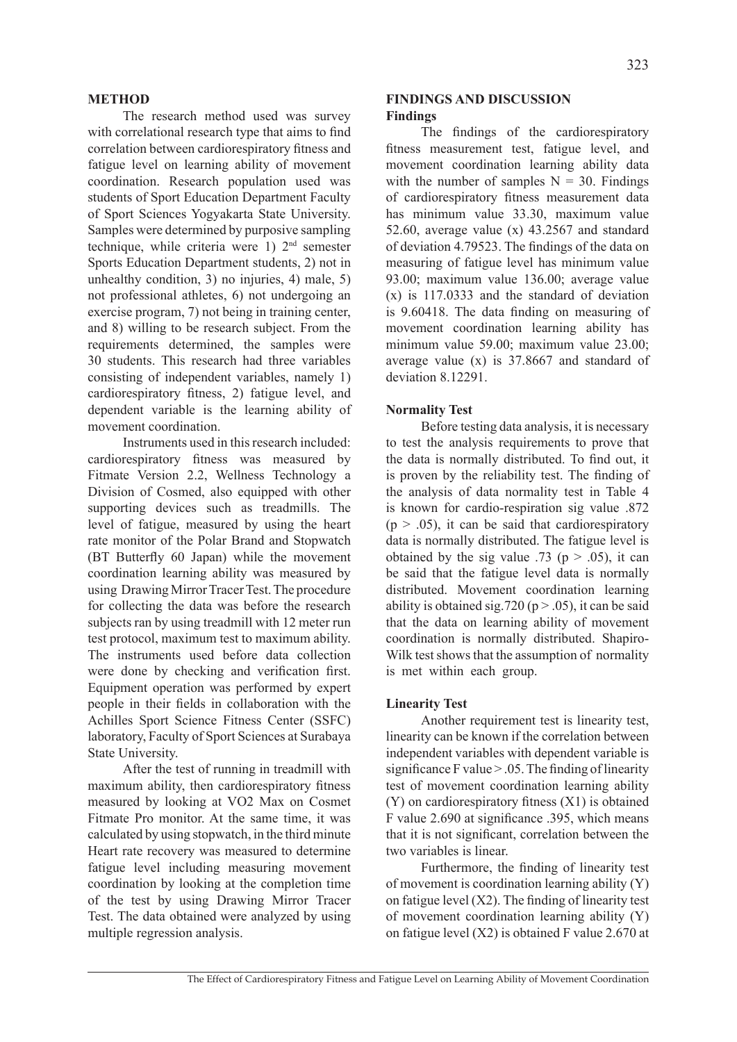## METHOD

The research method used was survey with correlational research type that aims to find correlation between cardiorespiratory fitness and fatigue level on learning ability of movement coordination. Research population used was students of Sport Education Department Faculty of Sport Sciences Yogyakarta State University. Samples were determined by purposive sampling technique, while criteria were 1) 2nd semester Sports Education Department students, 2) not in unhealthy condition, 3) no injuries, 4) male, 5) not professional athletes, 6) not undergoing an exercise program, 7) not being in training center, and 8) willing to be research subject. From the requirements determined, the samples were 30 students. This research had three variables consisting of independent variables, namely 1) cardiorespiratory fitness, 2) fatigue level, and dependent variable is the learning ability of movement coordination.

Instruments used in this research included: cardiorespiratory fitness was measured by Fitmate Version 2.2, Wellness Technology a Division of Cosmed, also equipped with other supporting devices such as treadmills. The level of fatigue, measured by using the heart rate monitor of the Polar Brand and Stopwatch (BT Butterfly 60 Japan) while the movement coordination learning ability was measured by using Drawing Mirror Tracer Test. The procedure for collecting the data was before the research subjects ran by using treadmill with 12 meter run test protocol, maximum test to maximum ability. The instruments used before data collection were done by checking and verification first. Equipment operation was performed by expert people in their fields in collaboration with the Achilles Sport Science Fitness Center (SSFC) laboratory, Faculty of Sport Sciences at Surabaya State University.

After the test of running in treadmill with maximum ability, then cardiorespiratory fitness measured by looking at VO2 Max on Cosmet Fitmate Pro monitor. At the same time, it was calculated by using stopwatch, in the third minute Heart rate recovery was measured to determine fatigue level including measuring movement coordination by looking at the completion time of the test by using Drawing Mirror Tracer Test. The data obtained were analyzed by using multiple regression analysis.

## FINDINGS AND DISCUSSION

### Findings

The findings of the cardiorespiratory fitness measurement test, fatigue level, and movement coordination learning ability data with the number of samples $N = 30$. Findings of cardiorespiratory fitness measurement data has minimum value 33.30, maximum value 52.60, average value (x) 43.2567 and standard of deviation 4.79523. The findings of the data on measuring of fatigue level has minimum value 93.00; maximum value 136.00; average value (x) is 117.0333 and the standard of deviation is 9.60418. The data finding on measuring of movement coordination learning ability has minimum value 59.00; maximum value 23.00; average value (x) is 37.8667 and standard of deviation 8.12291.

### Normality Test

Before testing data analysis, it is necessary to test the analysis requirements to prove that the data is normally distributed. To find out, it is proven by the reliability test. The finding of the analysis of data normality test in Table 4 is known for cardio-respiration sig value .872 ($p > .05$), it can be said that cardiorespiratory data is normally distributed. The fatigue level is obtained by the sig value .73 ($p > .05$), it can be said that the fatigue level data is normally distributed. Movement coordination learning ability is obtained sig.720 ($p > .05$), it can be said that the data on learning ability of movement coordination is normally distributed. Shapiro-Wilk test shows that the assumption of normality is met within each group.

### Linearity Test

Another requirement test is linearity test, linearity can be known if the correlation between independent variables with dependent variable is significance F value > .05. The finding of linearity test of movement coordination learning ability (Y) on cardiorespiratory fitness (X1) is obtained F value 2.690 at significance .395, which means that it is not significant, correlation between the two variables is linear.

Furthermore, the finding of linearity test of movement is coordination learning ability (Y) on fatigue level (X2). The finding of linearity test of movement coordination learning ability (Y) on fatigue level (X2) is obtained F value 2.670 at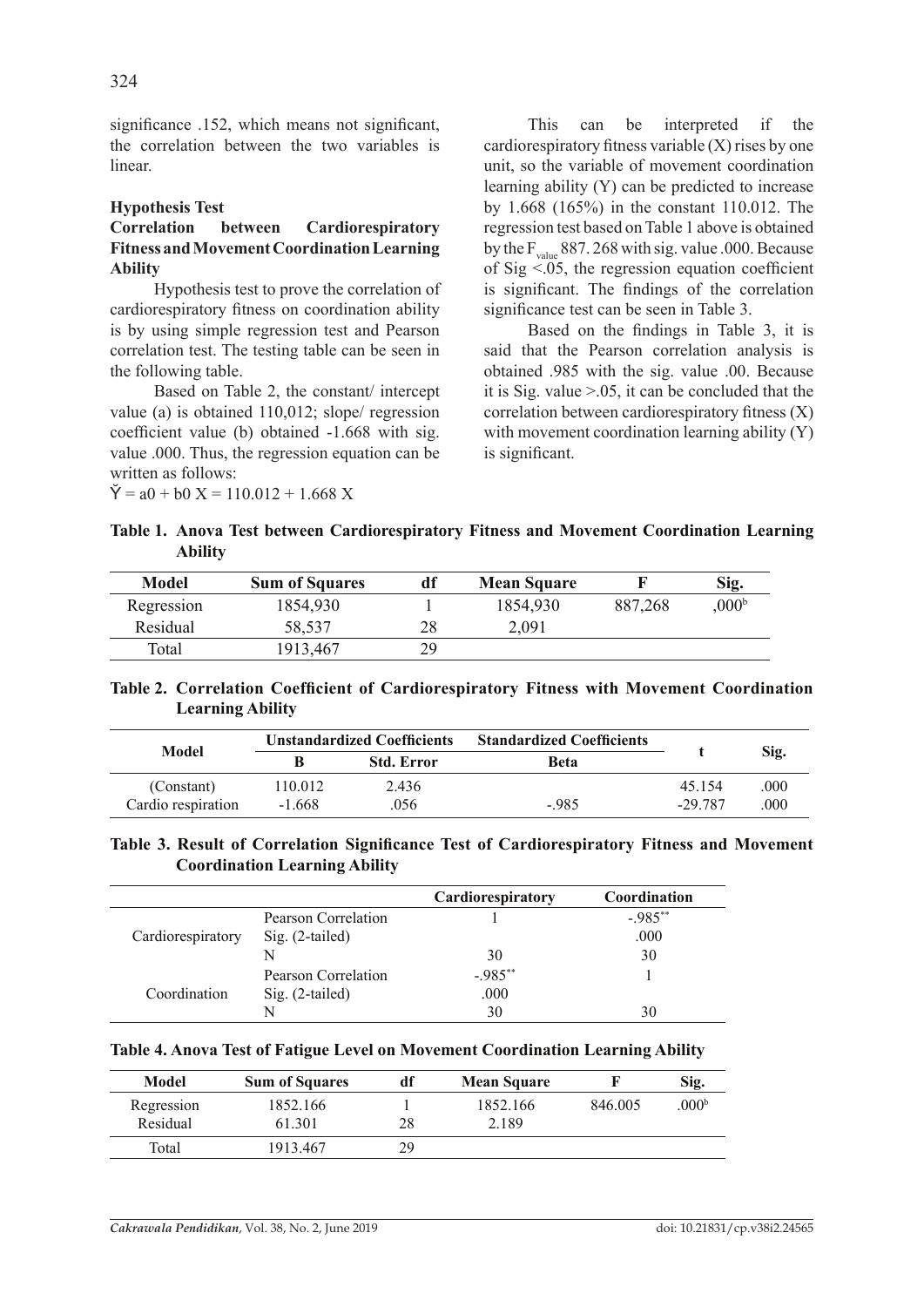significance .152, which means not significant, the correlation between the two variables is linear.

**Hypothesis Test**

**Correlation between Cardiorespiratory Fitness and Movement Coordination Learning Ability**

Hypothesis test to prove the correlation of cardiorespiratory fitness on coordination ability is by using simple regression test and Pearson correlation test. The testing table can be seen in the following table.

Based on Table 2, the constant/ intercept value (a) is obtained 110,012; slope/ regression coefficient value (b) obtained -1.668 with sig. value .000. Thus, the regression equation can be written as follows:

$\check{Y} = a0 + b0\ X = 110.012 + 1.668\ X$

This can be interpreted if the cardiorespiratory fitness variable (X) rises by one unit, so the variable of movement coordination learning ability (Y) can be predicted to increase by 1.668 (165%) in the constant 110.012. The regression test based on Table 1 above is obtained by the $F_{value}$ 887. 268 with sig. value .000. Because of Sig <.05, the regression equation coefficient is significant. The findings of the correlation significance test can be seen in Table 3.

Based on the findings in Table 3, it is said that the Pearson correlation analysis is obtained .985 with the sig. value .00. Because it is Sig. value >.05, it can be concluded that the correlation between cardiorespiratory fitness (X) with movement coordination learning ability (Y) is significant.

**Table 1. Anova Test between Cardiorespiratory Fitness and Movement Coordination Learning Ability**

| Model | Sum of Squares | df | Mean Square | F | Sig. |
|---|---|---|---|---|---|
| Regression | 1854,930 | 1 | 1854,930 | 887,268 | ,000[b] |
| Residual | 58,537 | 28 | 2,091 | | |
| Total | 1913,467 | 29 | | | |

**Table 2. Correlation Coefficient of Cardiorespiratory Fitness with Movement Coordination Learning Ability**

| Model | Unstandardized Coefficients | | Standardized Coefficients | t | Sig. |
|---|---|---|---|---|---|
| | B | Std. Error | Beta | | |
| (Constant) | 110.012 | 2.436 | | 45.154 | .000 |
| Cardio respiration | -1.668 | .056 | -.985 | -29.787 | .000 |

**Table 3. Result of Correlation Significance Test of Cardiorespiratory Fitness and Movement Coordination Learning Ability**

| | | Cardiorespiratory | Coordination |
|---|---|---|---|
| Cardiorespiratory | Pearson Correlation | 1 | -.985** |
| | Sig. (2-tailed) | | .000 |
| | N | 30 | 30 |
| Coordination | Pearson Correlation | -.985** | 1 |
| | Sig. (2-tailed) | .000 | |
| | N | 30 | 30 |

**Table 4. Anova Test of Fatigue Level on Movement Coordination Learning Ability**

| Model | Sum of Squares | df | Mean Square | F | Sig. |
|---|---|---|---|---|---|
| Regression | 1852.166 | 1 | 1852.166 | 846.005 | .000[b] |
| Residual | 61.301 | 28 | 2.189 | | |
| Total | 1913.467 | 29 | | | |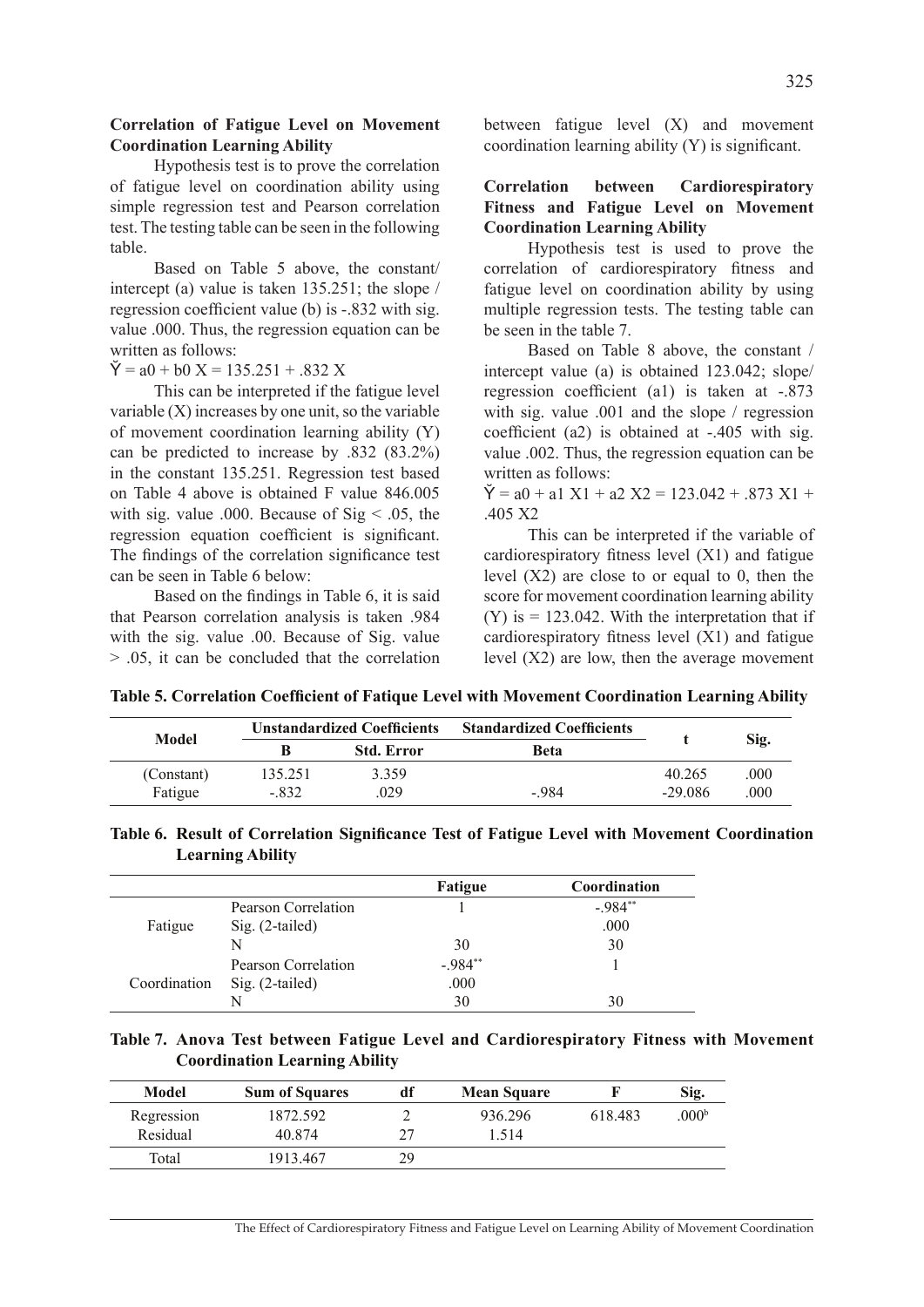**Correlation of Fatigue Level on Movement Coordination Learning Ability**

Hypothesis test is to prove the correlation of fatigue level on coordination ability using simple regression test and Pearson correlation test. The testing table can be seen in the following table.

Based on Table 5 above, the constant/intercept (a) value is taken 135.251; the slope / regression coefficient value (b) is -.832 with sig. value .000. Thus, the regression equation can be written as follows:

$\check{Y} = a0 + b0\ X = 135.251 + .832\ X$

This can be interpreted if the fatigue level variable (X) increases by one unit, so the variable of movement coordination learning ability (Y) can be predicted to increase by .832 (83.2%) in the constant 135.251. Regression test based on Table 4 above is obtained F value 846.005 with sig. value .000. Because of Sig < .05, the regression equation coefficient is significant. The findings of the correlation significance test can be seen in Table 6 below:

Based on the findings in Table 6, it is said that Pearson correlation analysis is taken .984 with the sig. value .00. Because of Sig. value > .05, it can be concluded that the correlation between fatigue level (X) and movement coordination learning ability (Y) is significant.

**Correlation between Cardiorespiratory Fitness and Fatigue Level on Movement Coordination Learning Ability**

Hypothesis test is used to prove the correlation of cardiorespiratory fitness and fatigue level on coordination ability by using multiple regression tests. The testing table can be seen in the table 7.

Based on Table 8 above, the constant / intercept value (a) is obtained 123.042; slope/regression coefficient (a1) is taken at -.873 with sig. value .001 and the slope / regression coefficient (a2) is obtained at -.405 with sig. value .002. Thus, the regression equation can be written as follows:

$\check{Y} = a0 + a1\ X1 + a2\ X2 = 123.042 + .873\ X1 + .405\ X2$

This can be interpreted if the variable of cardiorespiratory fitness level (X1) and fatigue level (X2) are close to or equal to 0, then the score for movement coordination learning ability (Y) is = 123.042. With the interpretation that if cardiorespiratory fitness level (X1) and fatigue level (X2) are low, then the average movement

**Table 5. Correlation Coefficient of Fatique Level with Movement Coordination Learning Ability**

| Model | Unstandardized Coefficients | | Standardized Coefficients | t | Sig. |
|---|---|---|---|---|---|
| | B | Std. Error | Beta | | |
| (Constant) | 135.251 | 3.359 | | 40.265 | .000 |
| Fatigue | -.832 | .029 | -.984 | -29.086 | .000 |

**Table 6. Result of Correlation Significance Test of Fatigue Level with Movement Coordination Learning Ability**

| | | Fatigue | Coordination |
|---|---|---|---|
| Fatigue | Pearson Correlation | 1 | -.984** |
| | Sig. (2-tailed) | | .000 |
| | N | 30 | 30 |
| Coordination | Pearson Correlation | -.984** | 1 |
| | Sig. (2-tailed) | .000 | |
| | N | 30 | 30 |

**Table 7. Anova Test between Fatigue Level and Cardiorespiratory Fitness with Movement Coordination Learning Ability**

| Model | Sum of Squares | df | Mean Square | F | Sig. |
|---|---|---|---|---|---|
| Regression | 1872.592 | 2 | 936.296 | 618.483 | .000[b] |
| Residual | 40.874 | 27 | 1.514 | | |
| Total | 1913.467 | 29 | | | |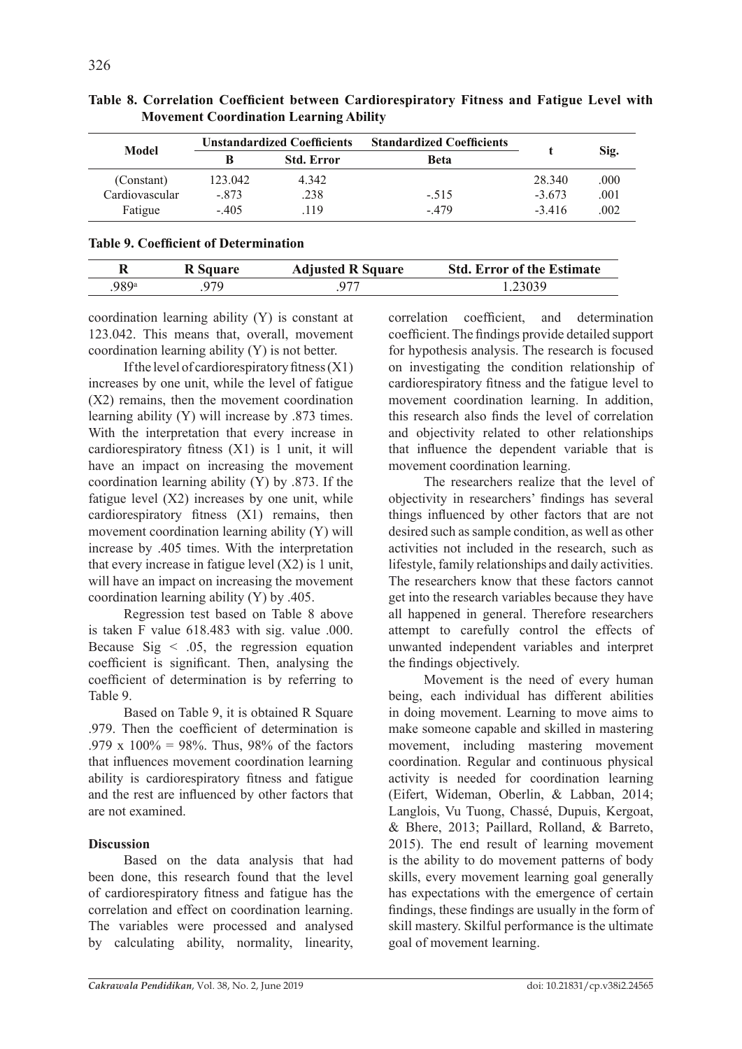**Table 8. Correlation Coefficient between Cardiorespiratory Fitness and Fatigue Level with Movement Coordination Learning Ability**

| Model | Unstandardized Coefficients | | Standardized Coefficients | t | Sig. |
|---|---|---|---|---|---|
| | B | Std. Error | Beta | | |
| (Constant) | 123.042 | 4.342 | | 28.340 | .000 |
| Cardiovascular | -.873 | .238 | -.515 | -3.673 | .001 |
| Fatigue | -.405 | .119 | -.479 | -3.416 | .002 |

**Table 9. Coefficient of Determination**

| R | R Square | Adjusted R Square | Std. Error of the Estimate |
|---|---|---|---|
| .989[a] | .979 | .977 | 1.23039 |

coordination learning ability (Y) is constant at 123.042. This means that, overall, movement coordination learning ability (Y) is not better.

If the level of cardiorespiratory fitness (X1) increases by one unit, while the level of fatigue (X2) remains, then the movement coordination learning ability (Y) will increase by .873 times. With the interpretation that every increase in cardiorespiratory fitness (X1) is 1 unit, it will have an impact on increasing the movement coordination learning ability (Y) by .873. If the fatigue level (X2) increases by one unit, while cardiorespiratory fitness (X1) remains, then movement coordination learning ability (Y) will increase by .405 times. With the interpretation that every increase in fatigue level (X2) is 1 unit, will have an impact on increasing the movement coordination learning ability (Y) by .405.

Regression test based on Table 8 above is taken F value 618.483 with sig. value .000. Because Sig < .05, the regression equation coefficient is significant. Then, analysing the coefficient of determination is by referring to Table 9.

Based on Table 9, it is obtained R Square .979. Then the coefficient of determination is .979 x 100% = 98%. Thus, 98% of the factors that influences movement coordination learning ability is cardiorespiratory fitness and fatigue and the rest are influenced by other factors that are not examined.

### Discussion

Based on the data analysis that had been done, this research found that the level of cardiorespiratory fitness and fatigue has the correlation and effect on coordination learning. The variables were processed and analysed by calculating ability, normality, linearity, correlation coefficient, and determination coefficient. The findings provide detailed support for hypothesis analysis. The research is focused on investigating the condition relationship of cardiorespiratory fitness and the fatigue level to movement coordination learning. In addition, this research also finds the level of correlation and objectivity related to other relationships that influence the dependent variable that is movement coordination learning.

The researchers realize that the level of objectivity in researchers' findings has several things influenced by other factors that are not desired such as sample condition, as well as other activities not included in the research, such as lifestyle, family relationships and daily activities. The researchers know that these factors cannot get into the research variables because they have all happened in general. Therefore researchers attempt to carefully control the effects of unwanted independent variables and interpret the findings objectively.

Movement is the need of every human being, each individual has different abilities in doing movement. Learning to move aims to make someone capable and skilled in mastering movement, including mastering movement coordination. Regular and continuous physical activity is needed for coordination learning (Eifert, Wideman, Oberlin, & Labban, 2014; Langlois, Vu Tuong, Chassé, Dupuis, Kergoat, & Bhere, 2013; Paillard, Rolland, & Barreto, 2015). The end result of learning movement is the ability to do movement patterns of body skills, every movement learning goal generally has expectations with the emergence of certain findings, these findings are usually in the form of skill mastery. Skilful performance is the ultimate goal of movement learning.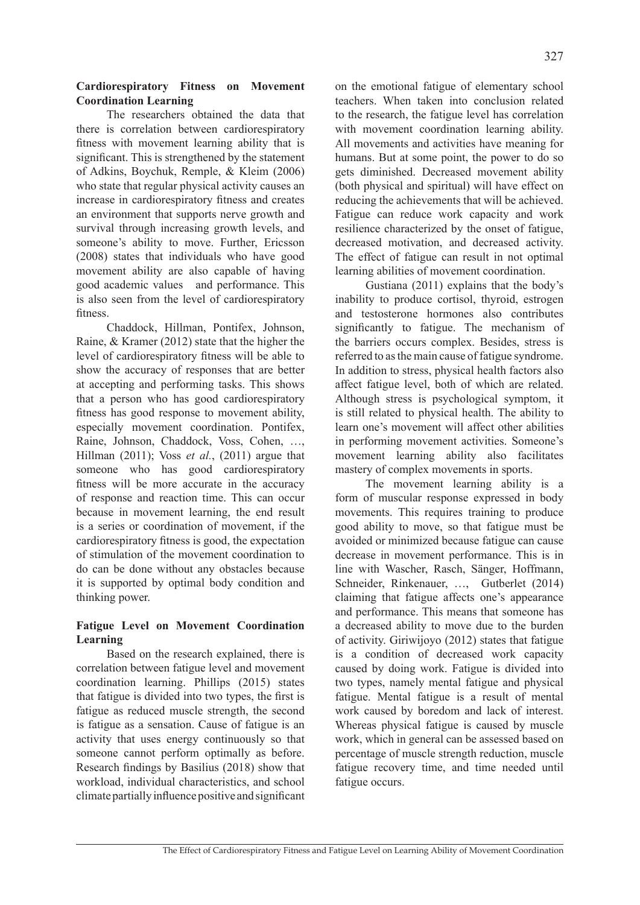**Cardiorespiratory Fitness on Movement Coordination Learning**

The researchers obtained the data that there is correlation between cardiorespiratory fitness with movement learning ability that is significant. This is strengthened by the statement of Adkins, Boychuk, Remple, & Kleim (2006) who state that regular physical activity causes an increase in cardiorespiratory fitness and creates an environment that supports nerve growth and survival through increasing growth levels, and someone's ability to move. Further, Ericsson (2008) states that individuals who have good movement ability are also capable of having good academic values and performance. This is also seen from the level of cardiorespiratory fitness.

Chaddock, Hillman, Pontifex, Johnson, Raine, & Kramer (2012) state that the higher the level of cardiorespiratory fitness will be able to show the accuracy of responses that are better at accepting and performing tasks. This shows that a person who has good cardiorespiratory fitness has good response to movement ability, especially movement coordination. Pontifex, Raine, Johnson, Chaddock, Voss, Cohen, …, Hillman (2011); Voss *et al.*, (2011) argue that someone who has good cardiorespiratory fitness will be more accurate in the accuracy of response and reaction time. This can occur because in movement learning, the end result is a series or coordination of movement, if the cardiorespiratory fitness is good, the expectation of stimulation of the movement coordination to do can be done without any obstacles because it is supported by optimal body condition and thinking power.

**Fatigue Level on Movement Coordination Learning**

Based on the research explained, there is correlation between fatigue level and movement coordination learning. Phillips (2015) states that fatigue is divided into two types, the first is fatigue as reduced muscle strength, the second is fatigue as a sensation. Cause of fatigue is an activity that uses energy continuously so that someone cannot perform optimally as before. Research findings by Basilius (2018) show that workload, individual characteristics, and school climate partially influence positive and significant on the emotional fatigue of elementary school teachers. When taken into conclusion related to the research, the fatigue level has correlation with movement coordination learning ability. All movements and activities have meaning for humans. But at some point, the power to do so gets diminished. Decreased movement ability (both physical and spiritual) will have effect on reducing the achievements that will be achieved. Fatigue can reduce work capacity and work resilience characterized by the onset of fatigue, decreased motivation, and decreased activity. The effect of fatigue can result in not optimal learning abilities of movement coordination.

Gustiana (2011) explains that the body's inability to produce cortisol, thyroid, estrogen and testosterone hormones also contributes significantly to fatigue. The mechanism of the barriers occurs complex. Besides, stress is referred to as the main cause of fatigue syndrome. In addition to stress, physical health factors also affect fatigue level, both of which are related. Although stress is psychological symptom, it is still related to physical health. The ability to learn one's movement will affect other abilities in performing movement activities. Someone's movement learning ability also facilitates mastery of complex movements in sports.

The movement learning ability is a form of muscular response expressed in body movements. This requires training to produce good ability to move, so that fatigue must be avoided or minimized because fatigue can cause decrease in movement performance. This is in line with Wascher, Rasch, Sänger, Hoffmann, Schneider, Rinkenauer, …, Gutberlet (2014) claiming that fatigue affects one's appearance and performance. This means that someone has a decreased ability to move due to the burden of activity. Giriwijoyo (2012) states that fatigue is a condition of decreased work capacity caused by doing work. Fatigue is divided into two types, namely mental fatigue and physical fatigue. Mental fatigue is a result of mental work caused by boredom and lack of interest. Whereas physical fatigue is caused by muscle work, which in general can be assessed based on percentage of muscle strength reduction, muscle fatigue recovery time, and time needed until fatigue occurs.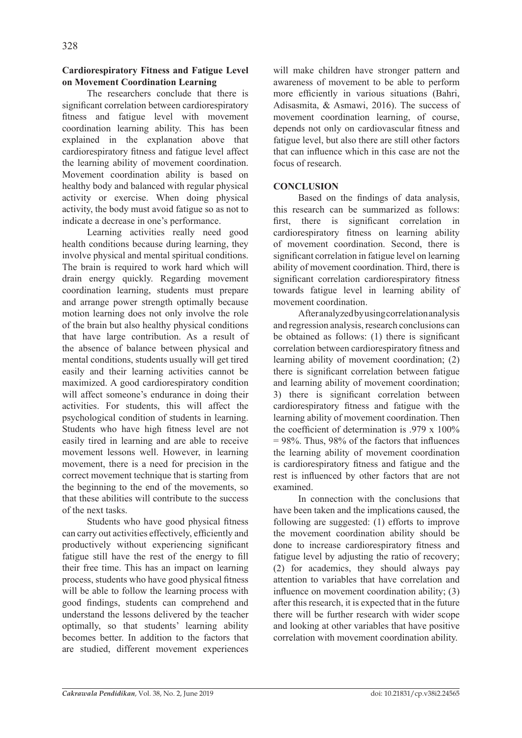### Cardiorespiratory Fitness and Fatigue Level on Movement Coordination Learning

The researchers conclude that there is significant correlation between cardiorespiratory fitness and fatigue level with movement coordination learning ability. This has been explained in the explanation above that cardiorespiratory fitness and fatigue level affect the learning ability of movement coordination. Movement coordination ability is based on healthy body and balanced with regular physical activity or exercise. When doing physical activity, the body must avoid fatigue so as not to indicate a decrease in one's performance.

Learning activities really need good health conditions because during learning, they involve physical and mental spiritual conditions. The brain is required to work hard which will drain energy quickly. Regarding movement coordination learning, students must prepare and arrange power strength optimally because motion learning does not only involve the role of the brain but also healthy physical conditions that have large contribution. As a result of the absence of balance between physical and mental conditions, students usually will get tired easily and their learning activities cannot be maximized. A good cardiorespiratory condition will affect someone's endurance in doing their activities. For students, this will affect the psychological condition of students in learning. Students who have high fitness level are not easily tired in learning and are able to receive movement lessons well. However, in learning movement, there is a need for precision in the correct movement technique that is starting from the beginning to the end of the movements, so that these abilities will contribute to the success of the next tasks.

Students who have good physical fitness can carry out activities effectively, efficiently and productively without experiencing significant fatigue still have the rest of the energy to fill their free time. This has an impact on learning process, students who have good physical fitness will be able to follow the learning process with good findings, students can comprehend and understand the lessons delivered by the teacher optimally, so that students' learning ability becomes better. In addition to the factors that are studied, different movement experiences will make children have stronger pattern and awareness of movement to be able to perform more efficiently in various situations (Bahri, Adisasmita, & Asmawi, 2016). The success of movement coordination learning, of course, depends not only on cardiovascular fitness and fatigue level, but also there are still other factors that can influence which in this case are not the focus of research.

## CONCLUSION

Based on the findings of data analysis, this research can be summarized as follows: first, there is significant correlation in cardiorespiratory fitness on learning ability of movement coordination. Second, there is significant correlation in fatigue level on learning ability of movement coordination. Third, there is significant correlation cardiorespiratory fitness towards fatigue level in learning ability of movement coordination.

After analyzed by using correlation analysis and regression analysis, research conclusions can be obtained as follows: (1) there is significant correlation between cardiorespiratory fitness and learning ability of movement coordination; (2) there is significant correlation between fatigue and learning ability of movement coordination; 3) there is significant correlation between cardiorespiratory fitness and fatigue with the learning ability of movement coordination. Then the coefficient of determination is $.979 \times 100\% = 98\%$. Thus, 98% of the factors that influences the learning ability of movement coordination is cardiorespiratory fitness and fatigue and the rest is influenced by other factors that are not examined.

In connection with the conclusions that have been taken and the implications caused, the following are suggested: (1) efforts to improve the movement coordination ability should be done to increase cardiorespiratory fitness and fatigue level by adjusting the ratio of recovery; (2) for academics, they should always pay attention to variables that have correlation and influence on movement coordination ability; (3) after this research, it is expected that in the future there will be further research with wider scope and looking at other variables that have positive correlation with movement coordination ability.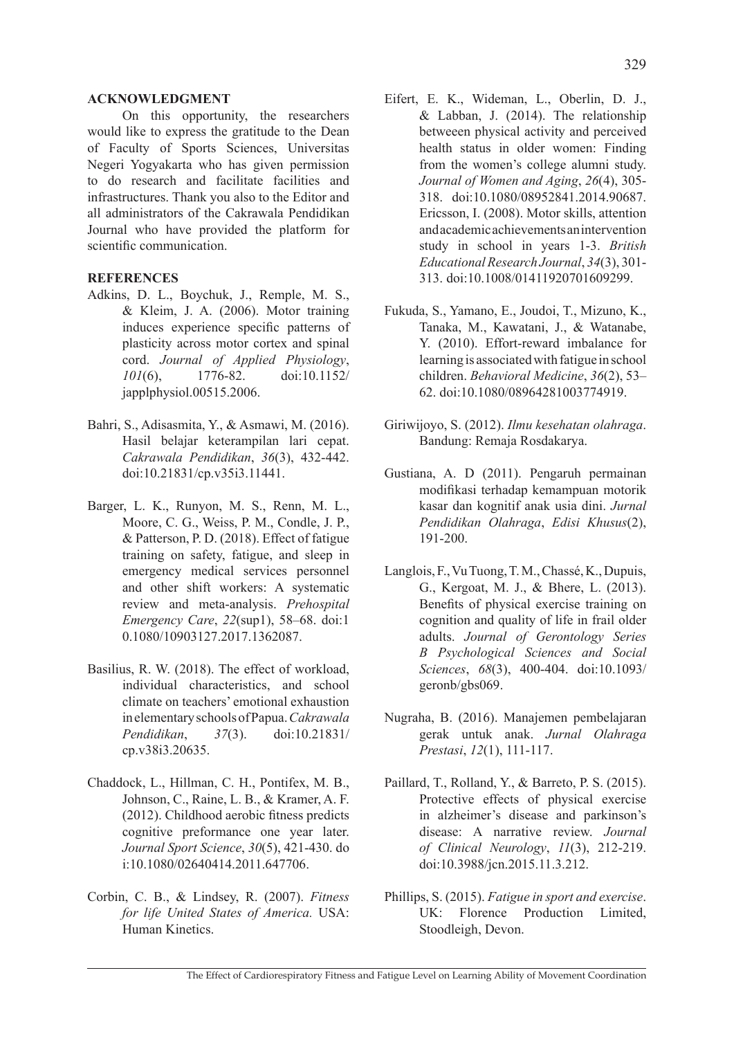## ACKNOWLEDGMENT

On this opportunity, the researchers would like to express the gratitude to the Dean of Faculty of Sports Sciences, Universitas Negeri Yogyakarta who has given permission to do research and facilitate facilities and infrastructures. Thank you also to the Editor and all administrators of the Cakrawala Pendidikan Journal who have provided the platform for scientific communication.

## REFERENCES

Adkins, D. L., Boychuk, J., Remple, M. S., & Kleim, J. A. (2006). Motor training induces experience specific patterns of plasticity across motor cortex and spinal cord. *Journal of Applied Physiology*, *101*(6), 1776-82. doi:10.1152/japplphysiol.00515.2006.

Bahri, S., Adisasmita, Y., & Asmawi, M. (2016). Hasil belajar keterampilan lari cepat. *Cakrawala Pendidikan*, *36*(3), 432-442. doi:10.21831/cp.v35i3.11441.

Barger, L. K., Runyon, M. S., Renn, M. L., Moore, C. G., Weiss, P. M., Condle, J. P., & Patterson, P. D. (2018). Effect of fatigue training on safety, fatigue, and sleep in emergency medical services personnel and other shift workers: A systematic review and meta-analysis. *Prehospital Emergency Care*, *22*(sup1), 58–68. doi:10.1080/10903127.2017.1362087.

Basilius, R. W. (2018). The effect of workload, individual characteristics, and school climate on teachers' emotional exhaustion in elementary schools of Papua. *Cakrawala Pendidikan*, *37*(3). doi:10.21831/cp.v38i3.20635.

Chaddock, L., Hillman, C. H., Pontifex, M. B., Johnson, C., Raine, L. B., & Kramer, A. F. (2012). Childhood aerobic fitness predicts cognitive preformance one year later. *Journal Sport Science*, *30*(5), 421-430. doi:10.1080/02640414.2011.647706.

Corbin, C. B., & Lindsey, R. (2007). *Fitness for life United States of America.* USA: Human Kinetics.

Eifert, E. K., Wideman, L., Oberlin, D. J., & Labban, J. (2014). The relationship betweeen physical activity and perceived health status in older women: Finding from the women's college alumni study. *Journal of Women and Aging*, *26*(4), 305-318. doi:10.1080/08952841.2014.90687.

Ericsson, I. (2008). Motor skills, attention and academic achievements an intervention study in school in years 1-3. *British Educational Research Journal*, *34*(3), 301-313. doi:10.1008/01411920701609299.

Fukuda, S., Yamano, E., Joudoi, T., Mizuno, K., Tanaka, M., Kawatani, J., & Watanabe, Y. (2010). Effort-reward imbalance for learning is associated with fatigue in school children. *Behavioral Medicine*, *36*(2), 53–62. doi:10.1080/08964281003774919.

Giriwijoyo, S. (2012). *Ilmu kesehatan olahraga*. Bandung: Remaja Rosdakarya.

Gustiana, A. D (2011). Pengaruh permainan modifikasi terhadap kemampuan motorik kasar dan kognitif anak usia dini. *Jurnal Pendidikan Olahraga*, *Edisi Khusus*(2), 191-200.

Langlois, F., Vu Tuong, T. M., Chassé, K., Dupuis, G., Kergoat, M. J., & Bhere, L. (2013). Benefits of physical exercise training on cognition and quality of life in frail older adults. *Journal of Gerontology Series B Psychological Sciences and Social Sciences*, *68*(3), 400-404. doi:10.1093/geronb/gbs069.

Nugraha, B. (2016). Manajemen pembelajaran gerak untuk anak. *Jurnal Olahraga Prestasi*, *12*(1), 111-117.

Paillard, T., Rolland, Y., & Barreto, P. S. (2015). Protective effects of physical exercise in alzheimer's disease and parkinson's disease: A narrative review. *Journal of Clinical Neurology*, *11*(3), 212-219. doi:10.3988/jcn.2015.11.3.212.

Phillips, S. (2015). *Fatigue in sport and exercise*. UK: Florence Production Limited, Stoodleigh, Devon.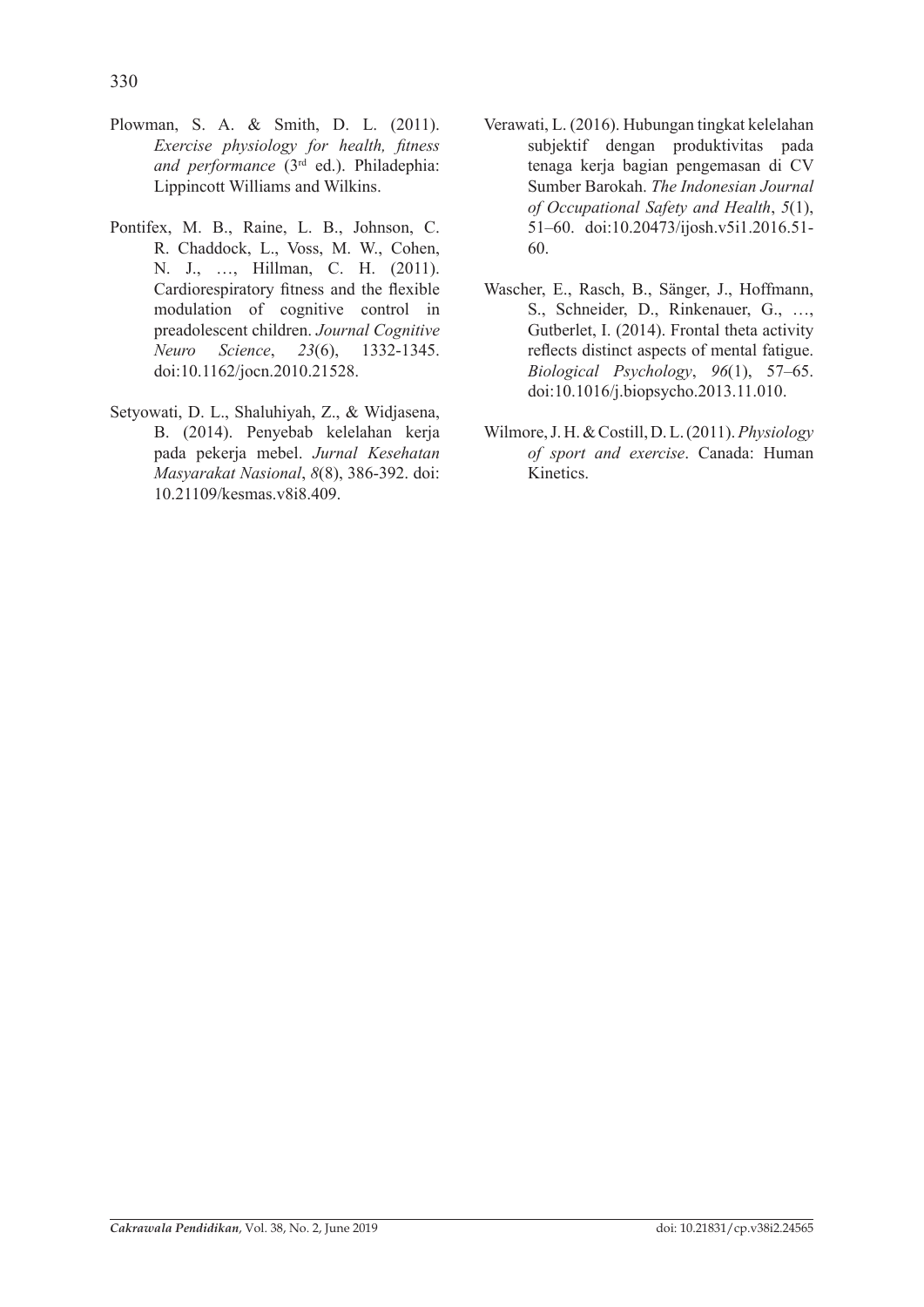Plowman, S. A. & Smith, D. L. (2011). *Exercise physiology for health, fitness and performance* (3rd ed.). Philadephia: Lippincott Williams and Wilkins.

Pontifex, M. B., Raine, L. B., Johnson, C. R. Chaddock, L., Voss, M. W., Cohen, N. J., …, Hillman, C. H. (2011). Cardiorespiratory fitness and the flexible modulation of cognitive control in preadolescent children. *Journal Cognitive Neuro Science*, *23*(6), 1332-1345. doi:10.1162/jocn.2010.21528.

Setyowati, D. L., Shaluhiyah, Z., & Widjasena, B. (2014). Penyebab kelelahan kerja pada pekerja mebel. *Jurnal Kesehatan Masyarakat Nasional*, *8*(8), 386-392. doi: 10.21109/kesmas.v8i8.409.

Verawati, L. (2016). Hubungan tingkat kelelahan subjektif dengan produktivitas pada tenaga kerja bagian pengemasan di CV Sumber Barokah. *The Indonesian Journal of Occupational Safety and Health*, *5*(1), 51–60. doi:10.20473/ijosh.v5i1.2016.51-60.

Wascher, E., Rasch, B., Sänger, J., Hoffmann, S., Schneider, D., Rinkenauer, G., …, Gutberlet, I. (2014). Frontal theta activity reflects distinct aspects of mental fatigue. *Biological Psychology*, *96*(1), 57–65. doi:10.1016/j.biopsycho.2013.11.010.

Wilmore, J. H. & Costill, D. L. (2011). *Physiology of sport and exercise*. Canada: Human Kinetics.